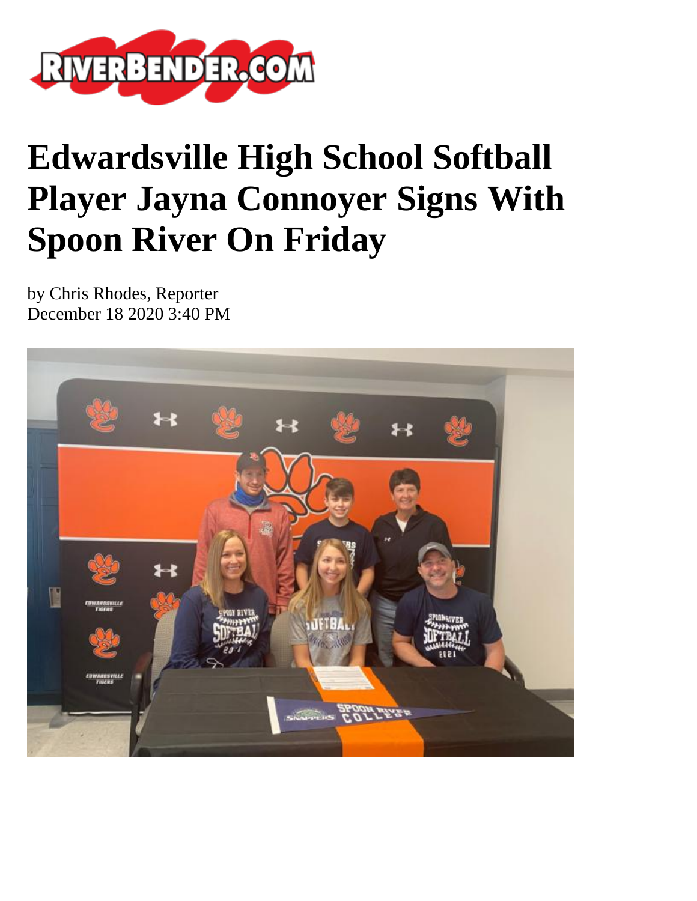# Edwardsville High School Softball Player Jayna Connoyer Signs With Spoon River On Friday

by Chris Rhodes, Reporter
December 18 2020 3:40 PM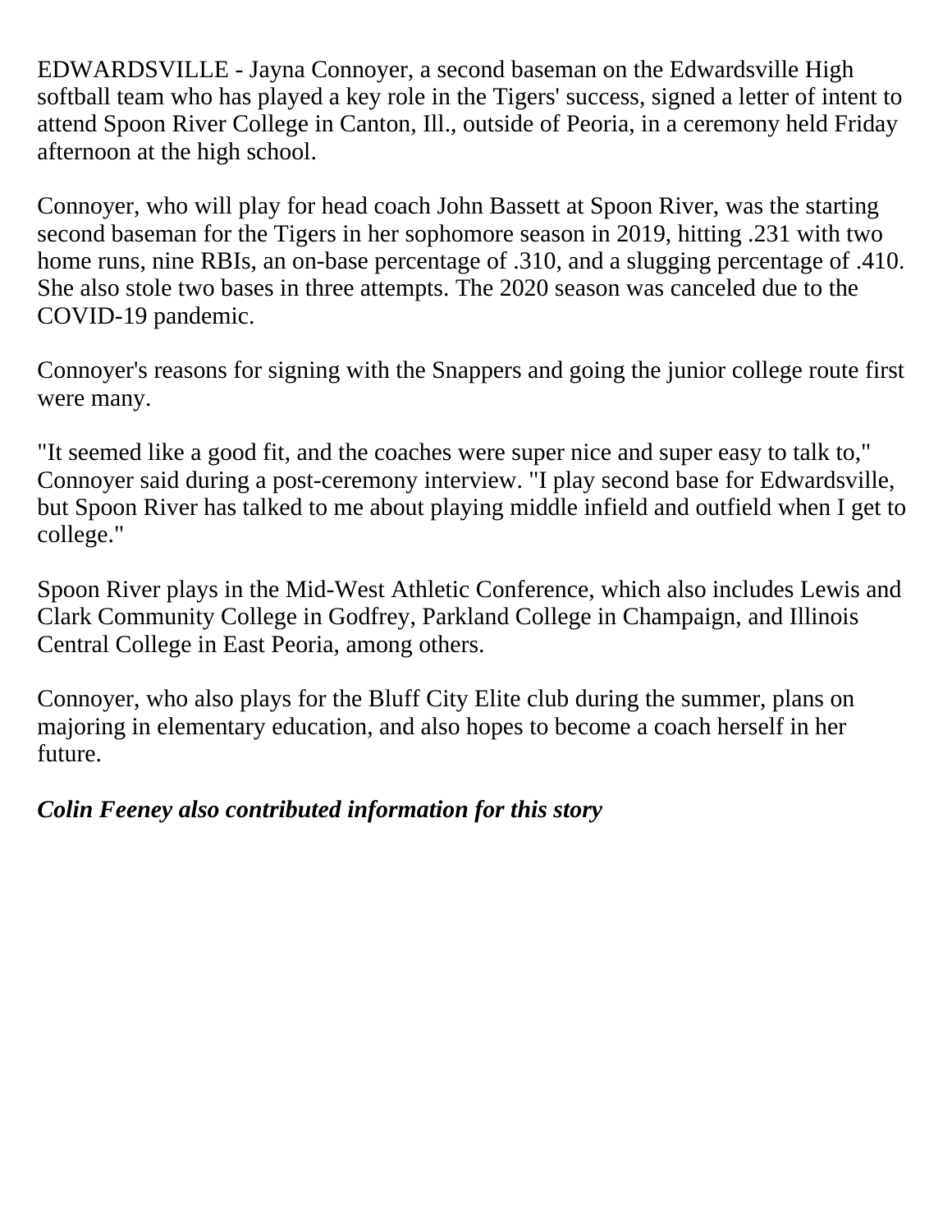EDWARDSVILLE - Jayna Connoyer, a second baseman on the Edwardsville High softball team who has played a key role in the Tigers' success, signed a letter of intent to attend Spoon River College in Canton, Ill., outside of Peoria, in a ceremony held Friday afternoon at the high school.

Connoyer, who will play for head coach John Bassett at Spoon River, was the starting second baseman for the Tigers in her sophomore season in 2019, hitting .231 with two home runs, nine RBIs, an on-base percentage of .310, and a slugging percentage of .410. She also stole two bases in three attempts. The 2020 season was canceled due to the COVID-19 pandemic.

Connoyer's reasons for signing with the Snappers and going the junior college route first were many.

"It seemed like a good fit, and the coaches were super nice and super easy to talk to," Connoyer said during a post-ceremony interview. "I play second base for Edwardsville, but Spoon River has talked to me about playing middle infield and outfield when I get to college."

Spoon River plays in the Mid-West Athletic Conference, which also includes Lewis and Clark Community College in Godfrey, Parkland College in Champaign, and Illinois Central College in East Peoria, among others.

Connoyer, who also plays for the Bluff City Elite club during the summer, plans on majoring in elementary education, and also hopes to become a coach herself in her future.

***Colin Feeney also contributed information for this story***